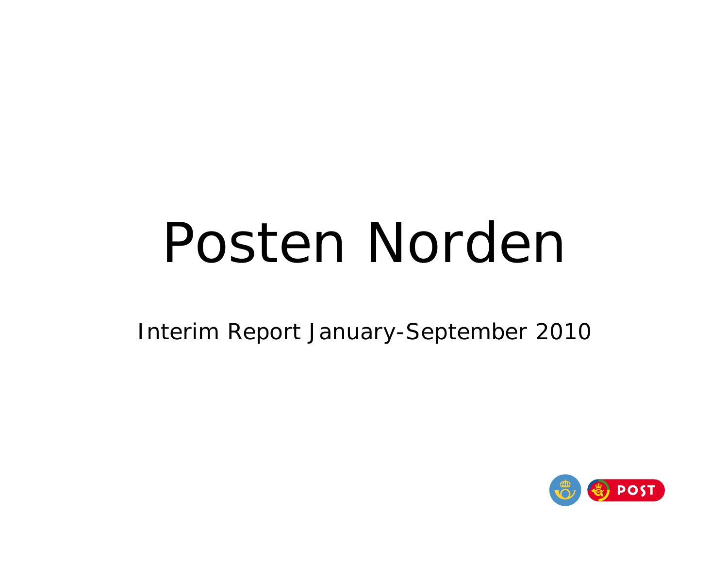# Posten Norden

Interim Report January-September 2010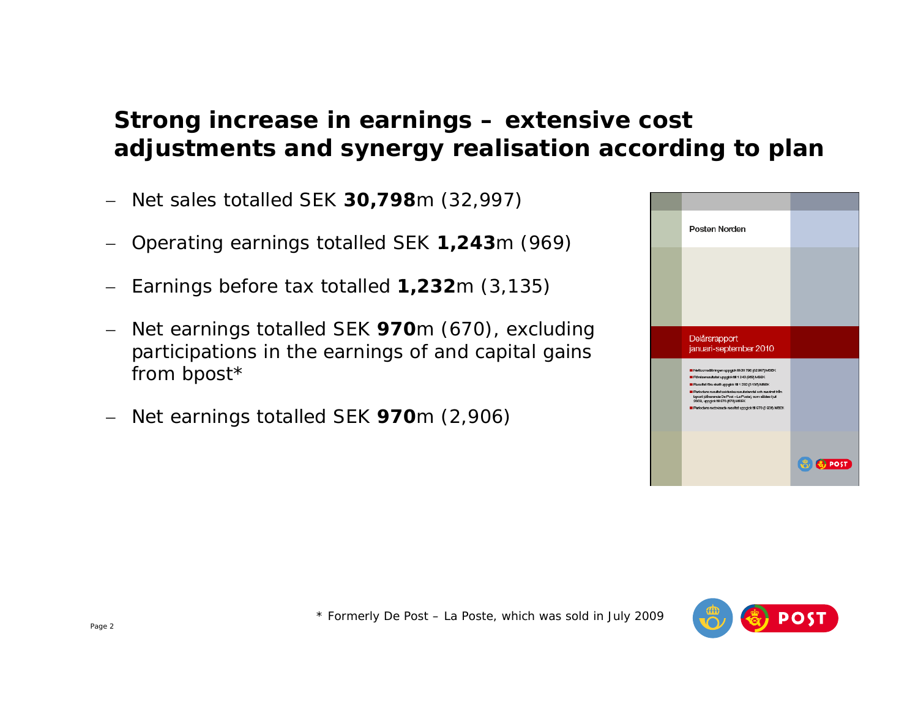# Strong increase in earnings – extensive cost adjustments and synergy realisation according to plan

- Net sales totalled SEK **30,798**m (32,997)
- Operating earnings totalled SEK **1,243**m (969)
- Earnings before tax totalled **1,232**m (3,135)
- Net earnings totalled SEK **970**m (670), excluding participations in the earnings of and capital gains from bpost*
- Net earnings totalled SEK **970**m (2,906)

\* Formerly De Post – La Poste, which was sold in July 2009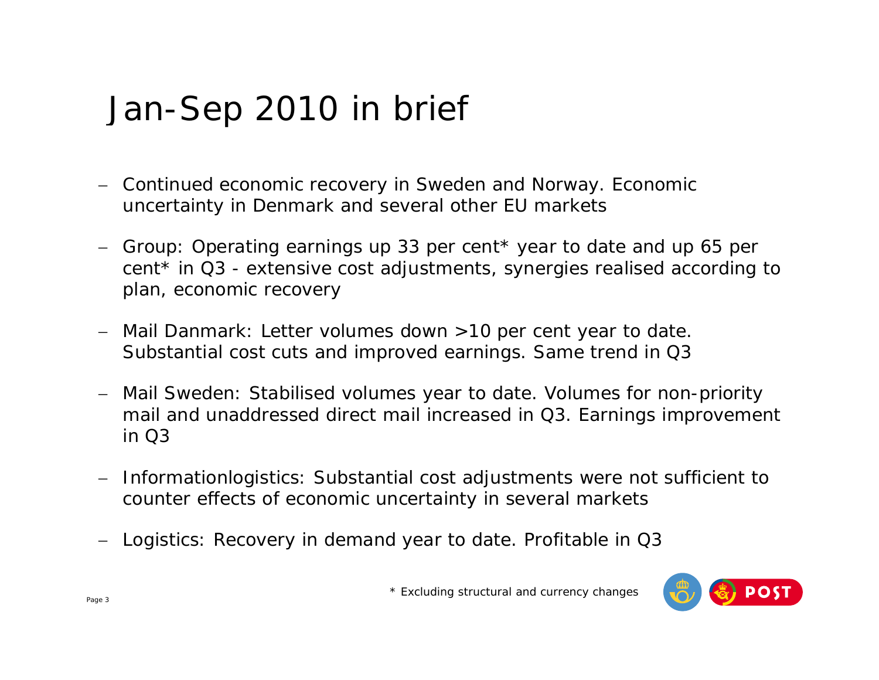# Jan-Sep 2010 in brief

- Continued economic recovery in Sweden and Norway. Economic uncertainty in Denmark and several other EU markets
- Group: Operating earnings up 33 per cent* year to date and up 65 per cent* in Q3 - extensive cost adjustments, synergies realised according to plan, economic recovery
- Mail Danmark: Letter volumes down >10 per cent year to date. Substantial cost cuts and improved earnings. Same trend in Q3
- Mail Sweden: Stabilised volumes year to date. Volumes for non-priority mail and unaddressed direct mail increased in Q3. Earnings improvement in Q3
- Informationlogistics: Substantial cost adjustments were not sufficient to counter effects of economic uncertainty in several markets
- Logistics: Recovery in demand year to date. Profitable in Q3

* Excluding structural and currency changes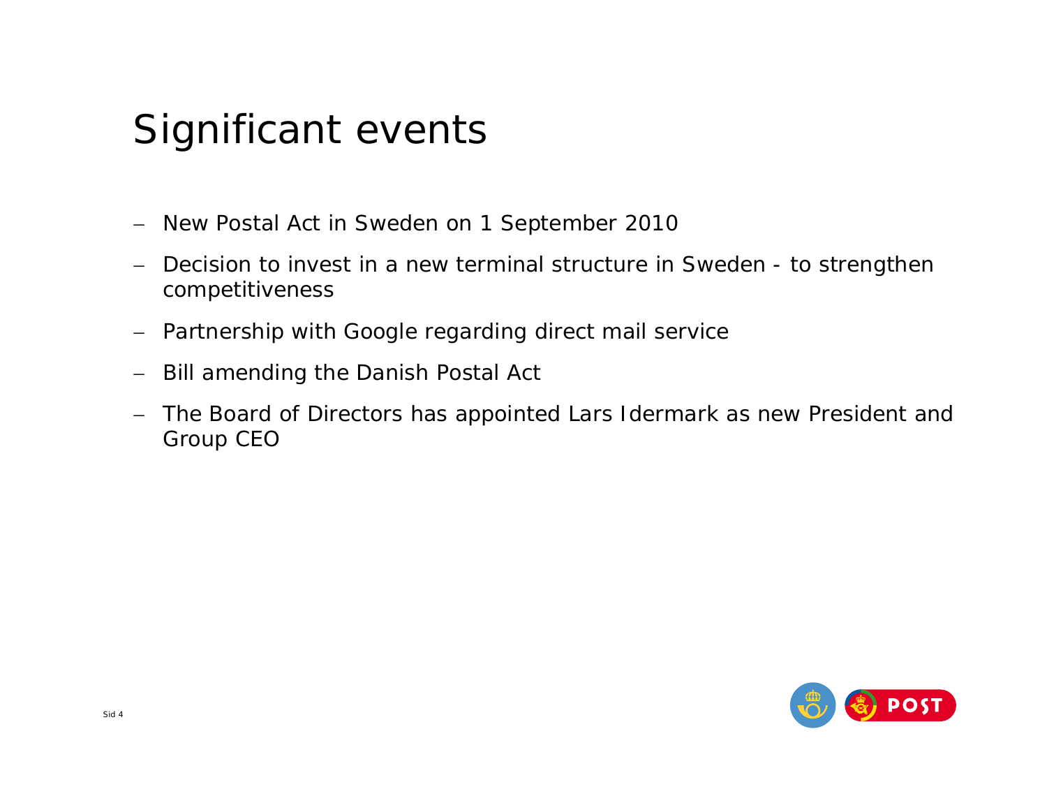# Significant events

- New Postal Act in Sweden on 1 September 2010
- Decision to invest in a new terminal structure in Sweden - to strengthen competitiveness
- Partnership with Google regarding direct mail service
- Bill amending the Danish Postal Act
- The Board of Directors has appointed Lars Idermark as new President and Group CEO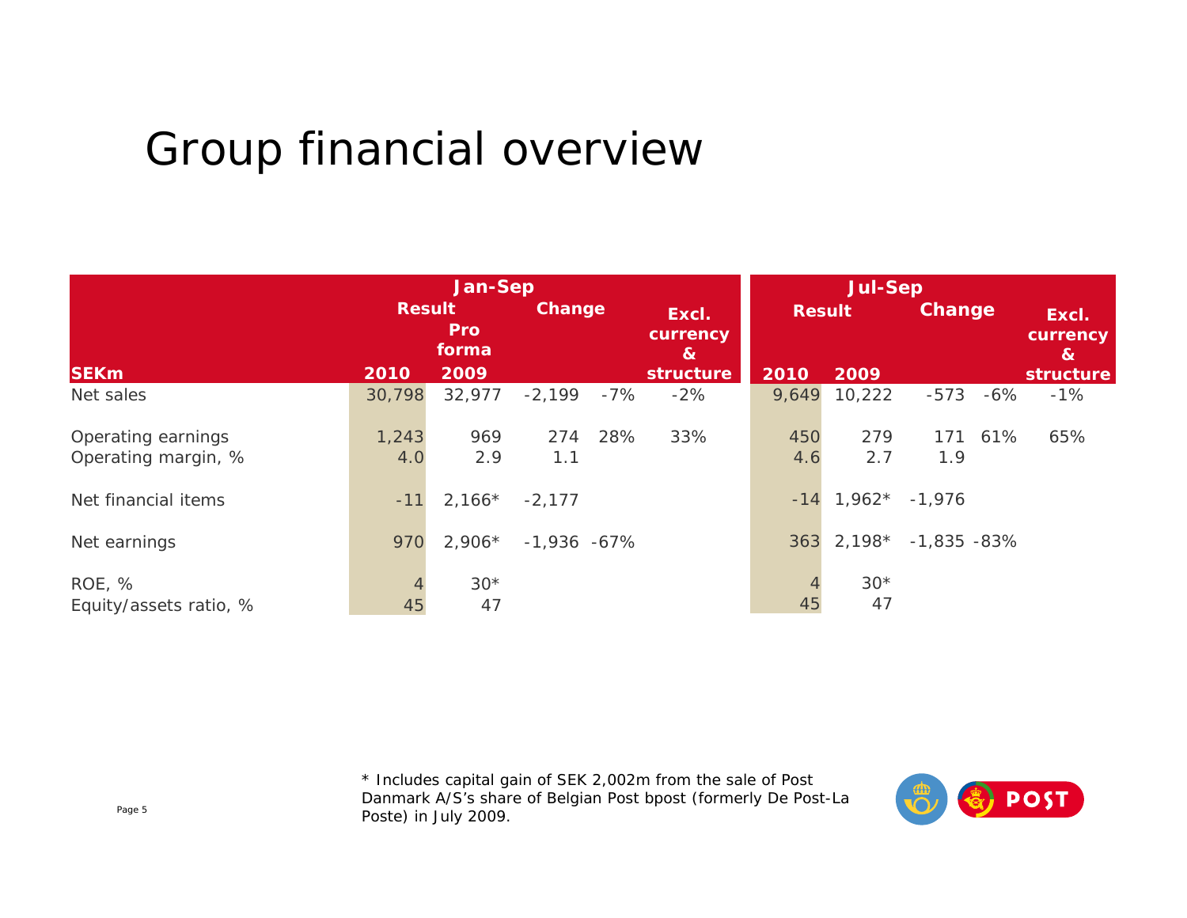# Group financial overview

| SEKm | Jan-Sep Result 2010 | Jan-Sep Result Pro forma 2009 | Jan-Sep Change | | Jan-Sep Excl. currency & structure | Jul-Sep Result 2010 | Jul-Sep Result 2009 | Jul-Sep Change | | Jul-Sep Excl. currency & structure |
|---|---|---|---|---|---|---|---|---|---|---|
| Net sales | 30,798 | 32,977 | -2,199 | -7% | -2% | 9,649 | 10,222 | -573 | -6% | -1% |
| Operating earnings | 1,243 | 969 | 274 | 28% | 33% | 450 | 279 | 171 | 61% | 65% |
| Operating margin, % | 4.0 | 2.9 | 1.1 | | | 4.6 | 2.7 | 1.9 | | |
| Net financial items | -11 | 2,166* | -2,177 | | | -14 | 1,962* | -1,976 | | |
| Net earnings | 970 | 2,906* | -1,936 | -67% | | 363 | 2,198* | -1,835 | -83% | |
| ROE, % | 4 | 30* | | | | 4 | 30* | | | |
| Equity/assets ratio, % | 45 | 47 | | | | 45 | 47 | | | |

* Includes capital gain of SEK 2,002m from the sale of Post Danmark A/S's share of Belgian Post bpost (formerly De Post-La Poste) in July 2009.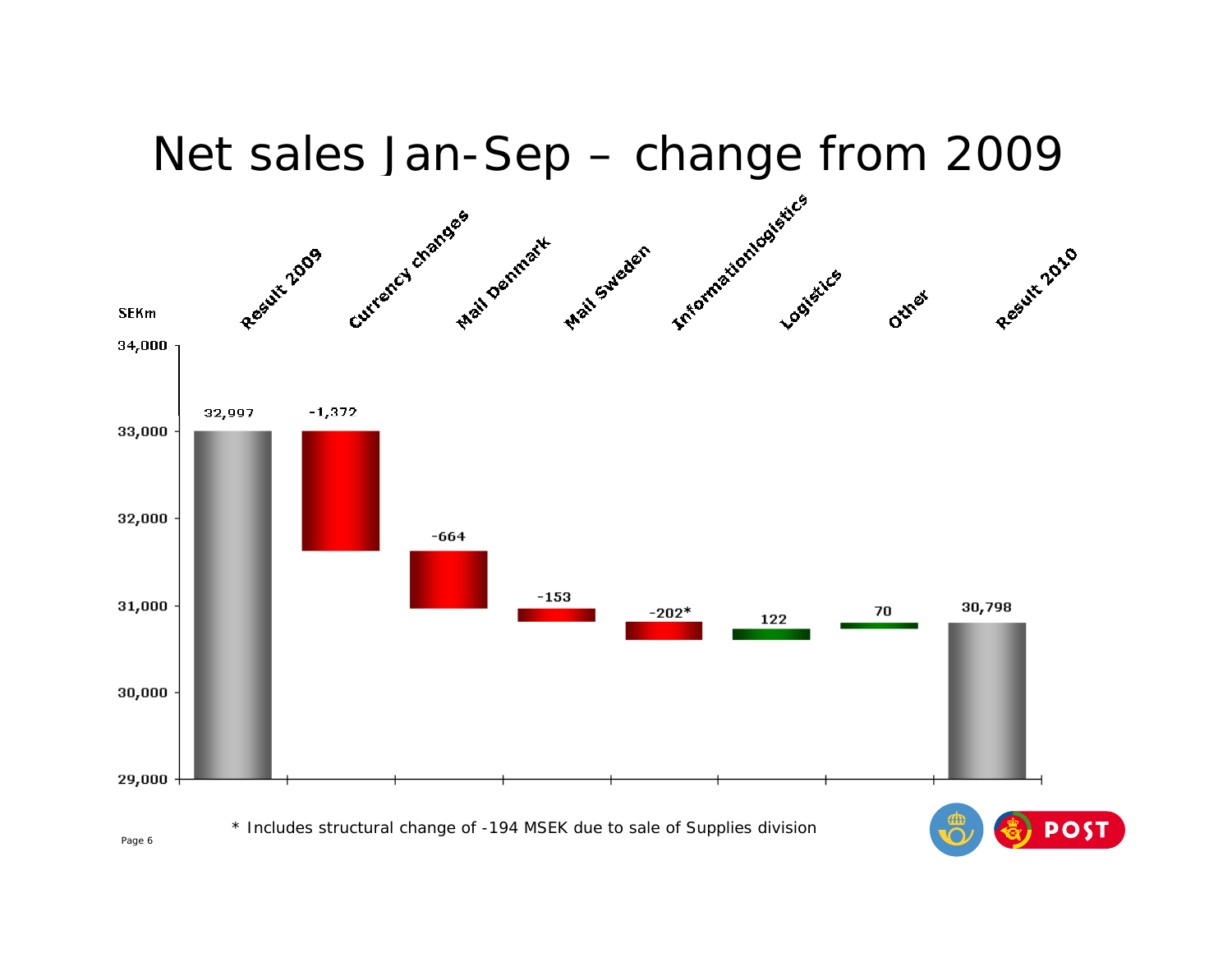# Net sales Jan-Sep – change from 2009

SEKm

| | Result 2009 | Currency changes | Mail Denmark | Mail Sweden | Informationlogistics | Logistics | Other | Result 2010 |
|---|---|---|---|---|---|---|---|---|
| SEKm | 32,997 | -1,372 | -664 | -153 | -202* | 122 | 70 | 30,798 |

\* Includes structural change of -194 MSEK due to sale of Supplies division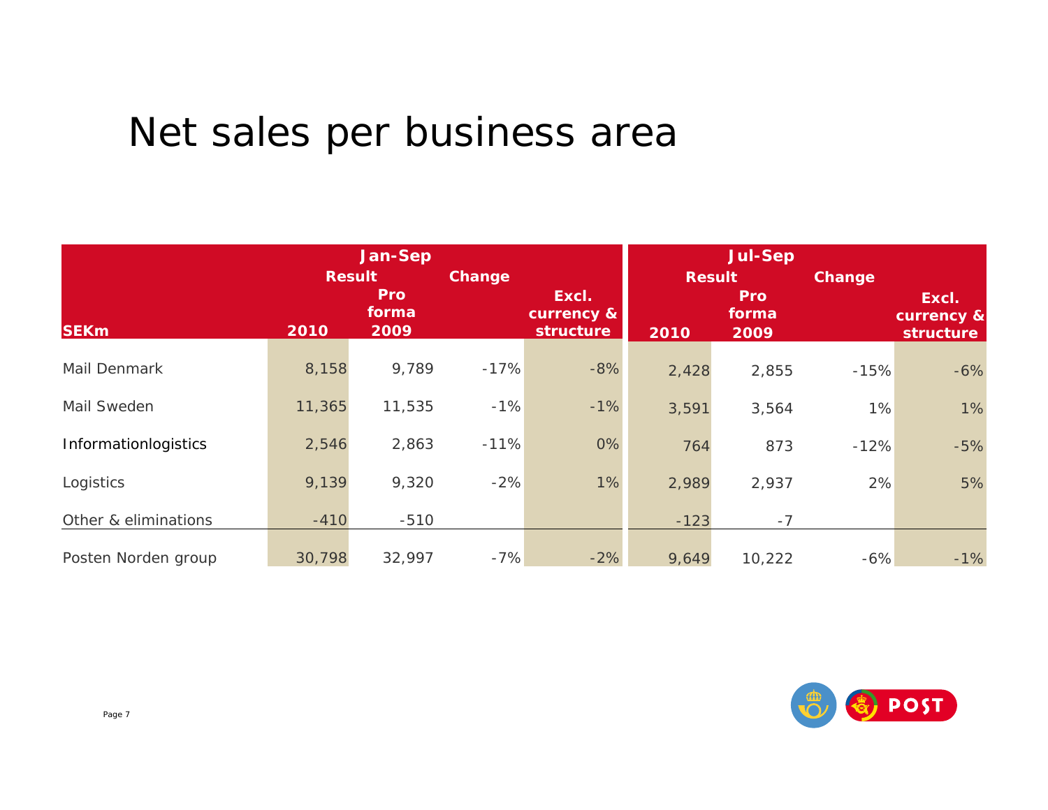# Net sales per business area

| SEKm | Jan-Sep Result 2010 | Jan-Sep Result Pro forma 2009 | Jan-Sep Change | Jan-Sep Excl. currency & structure | Jul-Sep Result 2010 | Jul-Sep Result Pro forma 2009 | Jul-Sep Change | Jul-Sep Excl. currency & structure |
|---|---|---|---|---|---|---|---|---|
| Mail Denmark | 8,158 | 9,789 | -17% | -8% | 2,428 | 2,855 | -15% | -6% |
| Mail Sweden | 11,365 | 11,535 | -1% | -1% | 3,591 | 3,564 | 1% | 1% |
| Informationlogistics | 2,546 | 2,863 | -11% | 0% | 764 | 873 | -12% | -5% |
| Logistics | 9,139 | 9,320 | -2% | 1% | 2,989 | 2,937 | 2% | 5% |
| Other & eliminations | -410 | -510 | | | -123 | -7 | | |
| Posten Norden group | 30,798 | 32,997 | -7% | -2% | 9,649 | 10,222 | -6% | -1% |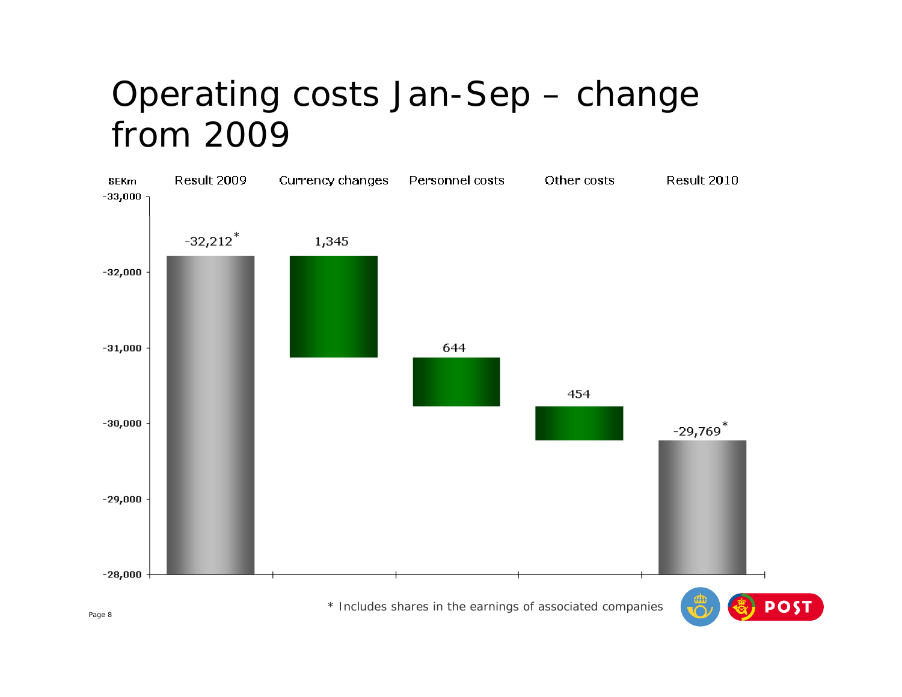# Operating costs Jan-Sep – change from 2009

SEKm

| Result 2009 | Currency changes | Personnel costs | Other costs | Result 2010 |
| --- | --- | --- | --- | --- |
| -32,212* | 1,345 | 644 | 454 | -29,769* |

\* Includes shares in the earnings of associated companies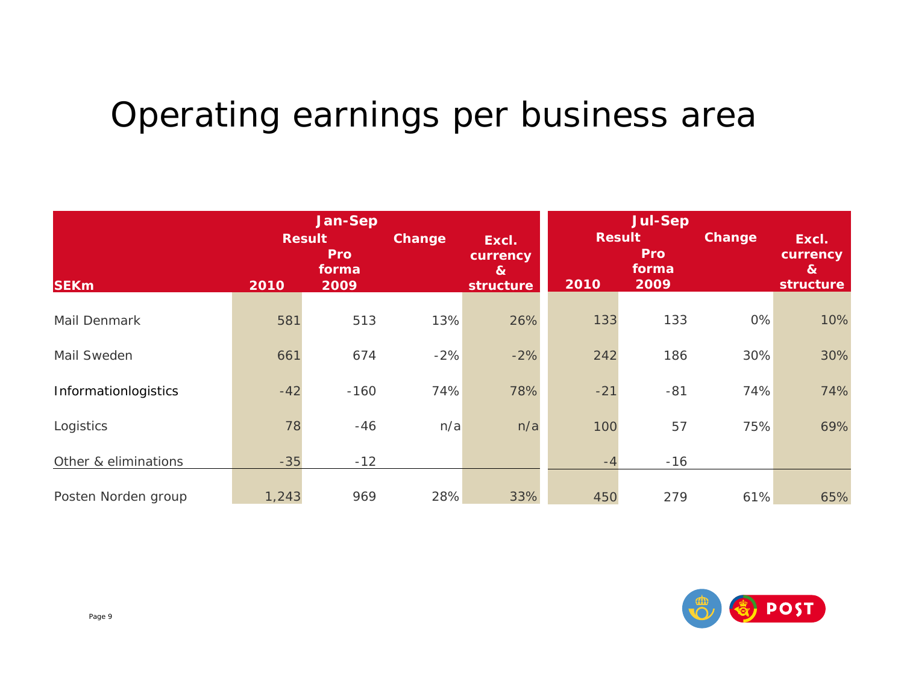# Operating earnings per business area

| SEKm | Jan-Sep | | | | Jul-Sep | | | |
|---|---|---|---|---|---|---|---|---|
| | Result | | Change | Excl. currency & structure | Result | | Change | Excl. currency & structure |
| | 2010 | Pro forma 2009 | | | 2010 | Pro forma 2009 | | |
| Mail Denmark | 581 | 513 | 13% | 26% | 133 | 133 | 0% | 10% |
| Mail Sweden | 661 | 674 | -2% | -2% | 242 | 186 | 30% | 30% |
| Informationlogistics | -42 | -160 | 74% | 78% | -21 | -81 | 74% | 74% |
| Logistics | 78 | -46 | n/a | n/a | 100 | 57 | 75% | 69% |
| Other & eliminations | -35 | -12 | | | -4 | -16 | | |
| Posten Norden group | 1,243 | 969 | 28% | 33% | 450 | 279 | 61% | 65% |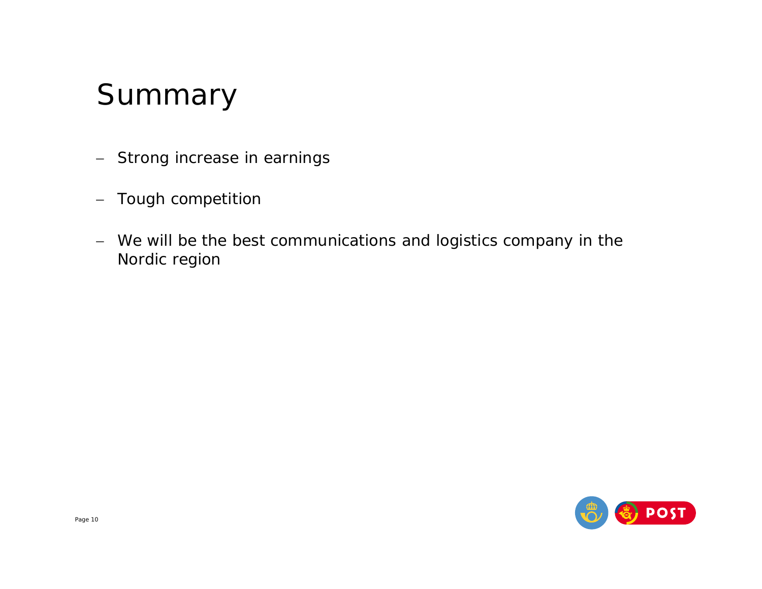# Summary

- Strong increase in earnings
- Tough competition
- We will be the best communications and logistics company in the Nordic region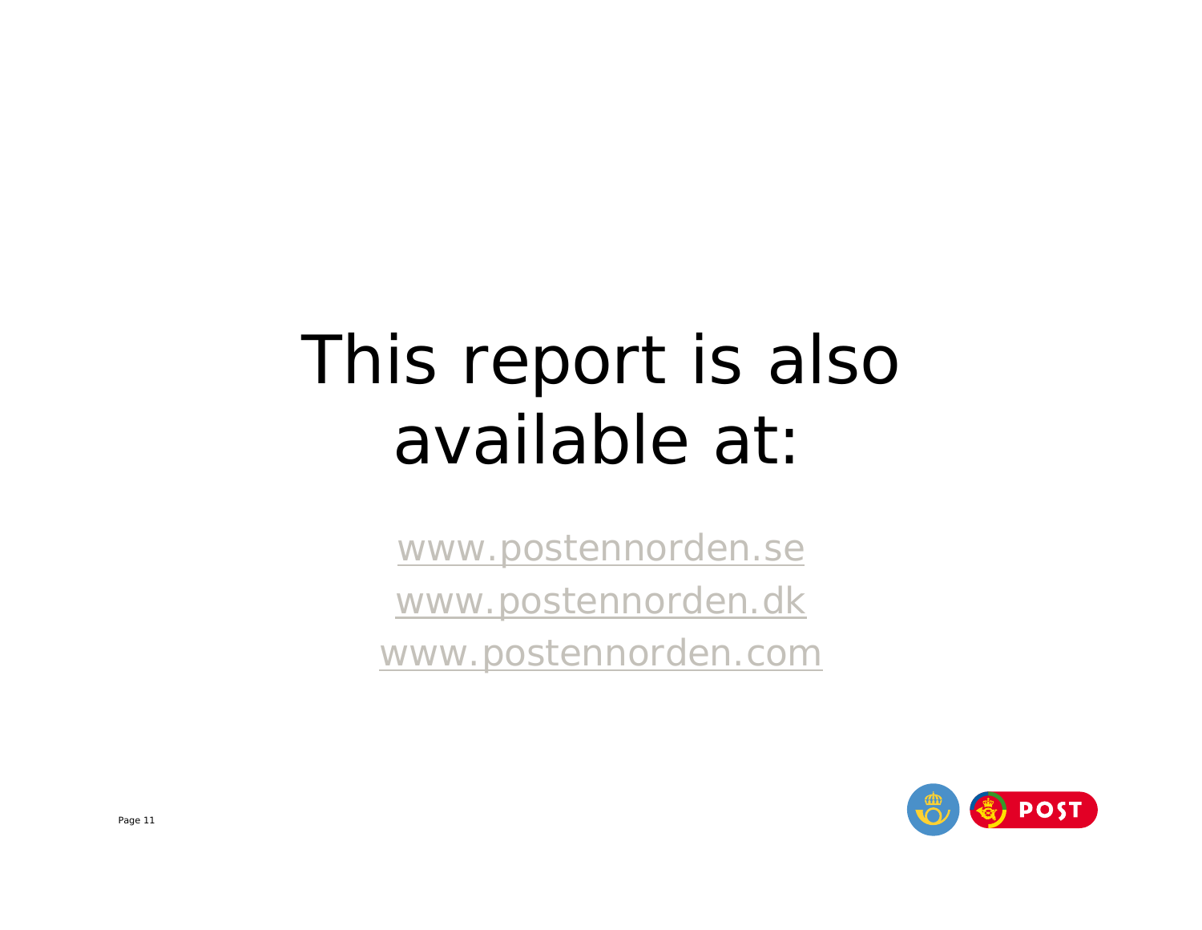# This report is also available at:

[www.postennorden.se](http://www.postennorden.se)

[www.postennorden.dk](http://www.postennorden.dk)

[www.postennorden.com](http://www.postennorden.com)